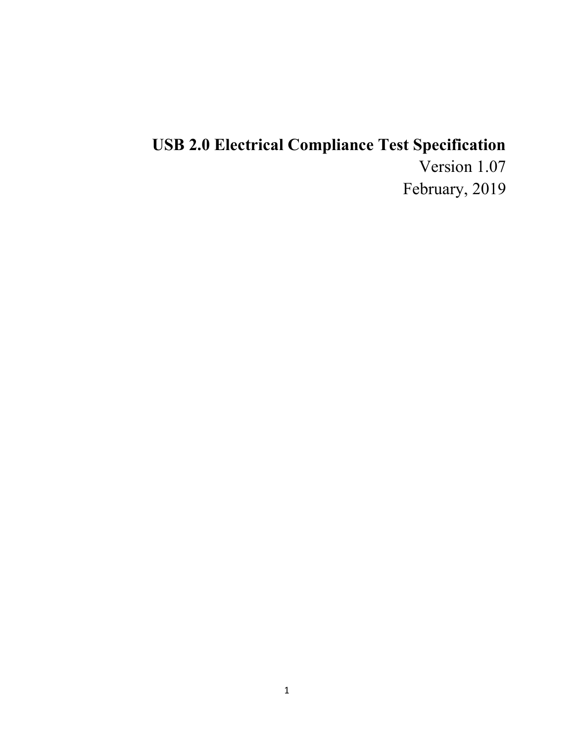# USB 2.0 Electrical Compliance Test Specification

Version 1.07

February, 2019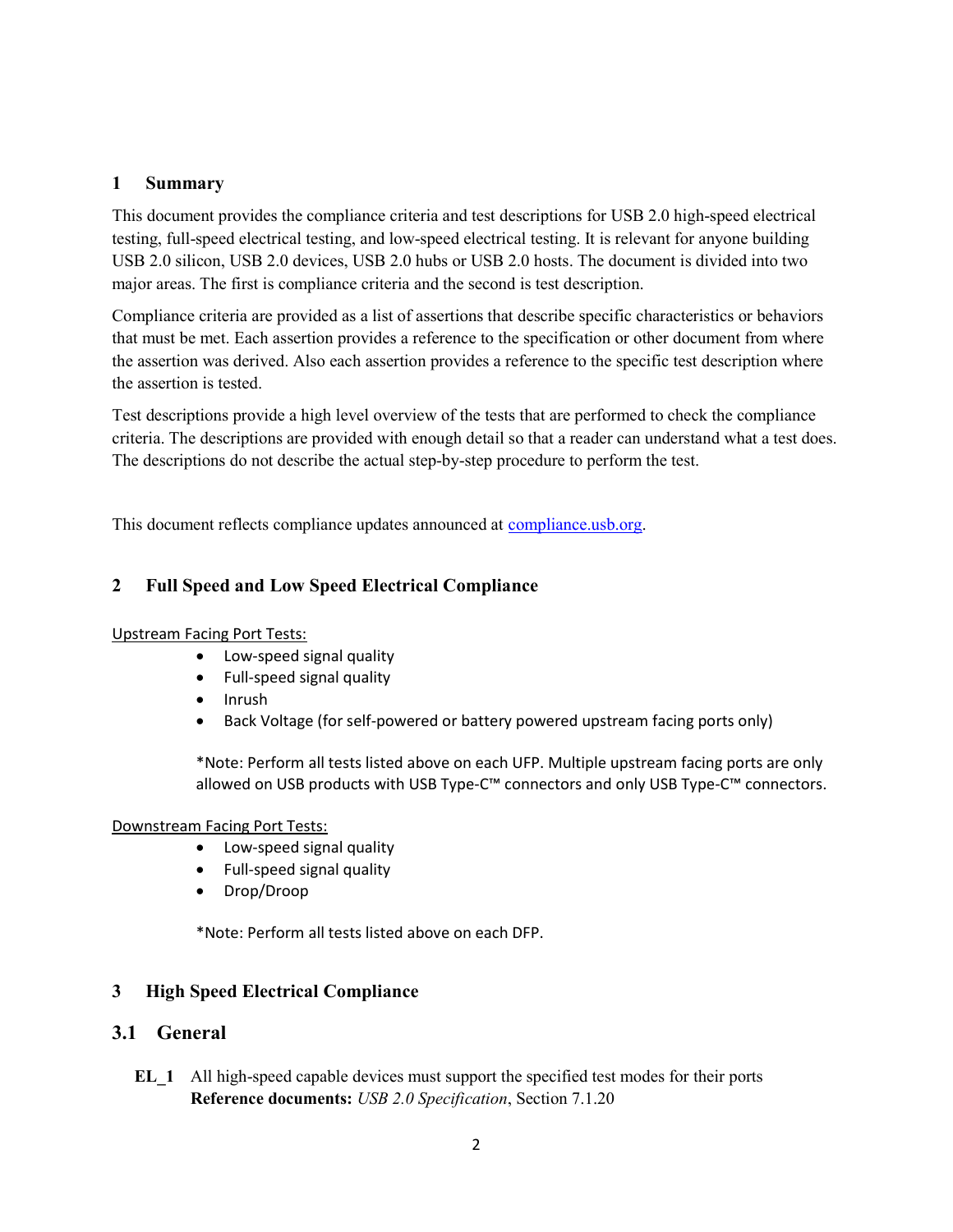# 1 Summary

This document provides the compliance criteria and test descriptions for USB 2.0 high-speed electrical testing, full-speed electrical testing, and low-speed electrical testing. It is relevant for anyone building USB 2.0 silicon, USB 2.0 devices, USB 2.0 hubs or USB 2.0 hosts. The document is divided into two major areas. The first is compliance criteria and the second is test description.

Compliance criteria are provided as a list of assertions that describe specific characteristics or behaviors that must be met. Each assertion provides a reference to the specification or other document from where the assertion was derived. Also each assertion provides a reference to the specific test description where the assertion is tested.

Test descriptions provide a high level overview of the tests that are performed to check the compliance criteria. The descriptions are provided with enough detail so that a reader can understand what a test does. The descriptions do not describe the actual step-by-step procedure to perform the test.

This document reflects compliance updates announced at [compliance.usb.org](compliance.usb.org).

# 2 Full Speed and Low Speed Electrical Compliance

Upstream Facing Port Tests:

- Low-speed signal quality
- Full-speed signal quality
- Inrush
- Back Voltage (for self-powered or battery powered upstream facing ports only)

*Note: Perform all tests listed above on each UFP. Multiple upstream facing ports are only allowed on USB products with USB Type-C™ connectors and only USB Type-C™ connectors.

Downstream Facing Port Tests:

- Low-speed signal quality
- Full-speed signal quality
- Drop/Droop

*Note: Perform all tests listed above on each DFP.

# 3 High Speed Electrical Compliance

## 3.1 General

**EL_1** All high-speed capable devices must support the specified test modes for their ports
**Reference documents:** *USB 2.0 Specification*, Section 7.1.20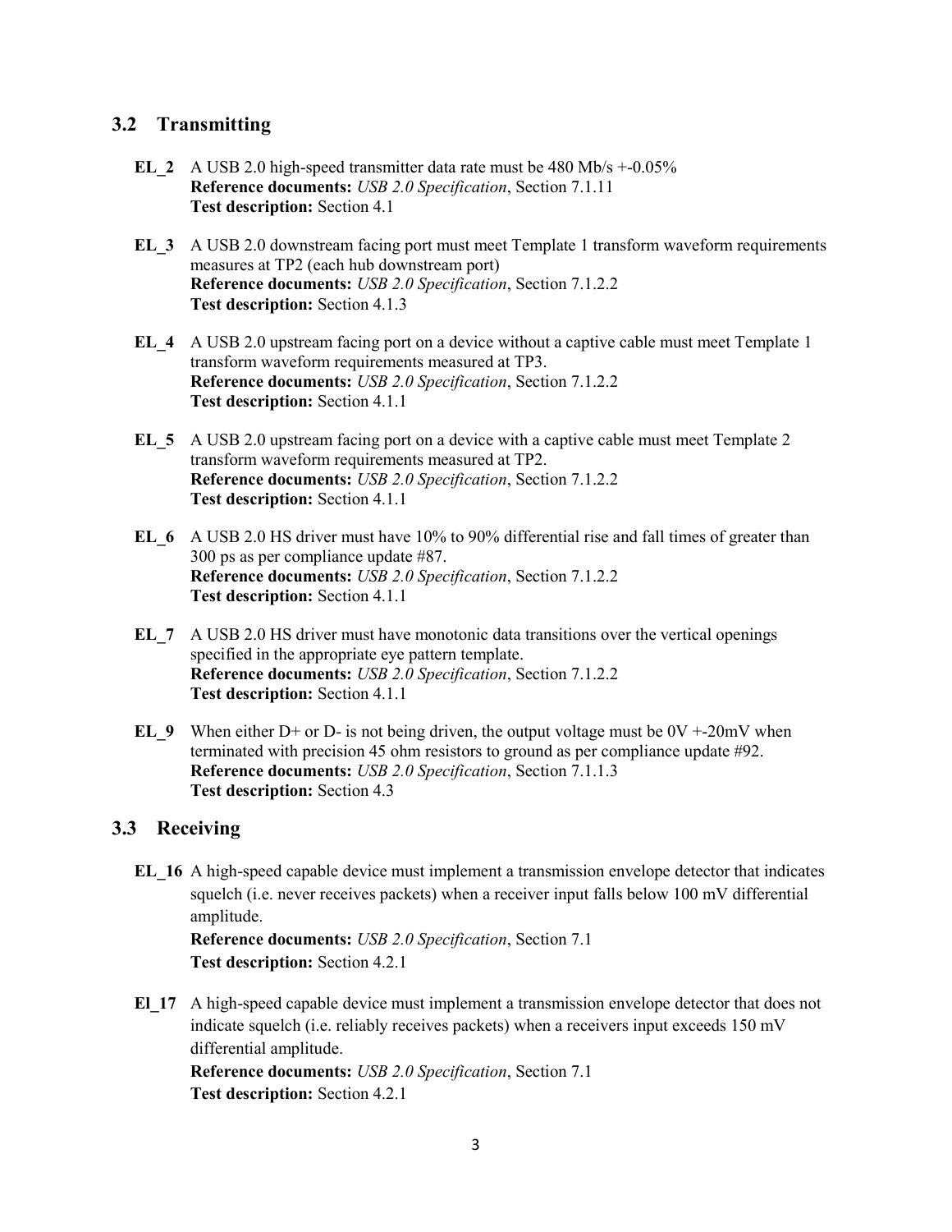## 3.2 Transmitting

**EL_2** A USB 2.0 high-speed transmitter data rate must be 480 Mb/s +-0.05%
**Reference documents:** *USB 2.0 Specification*, Section 7.1.11
**Test description:** Section 4.1

**EL_3** A USB 2.0 downstream facing port must meet Template 1 transform waveform requirements measures at TP2 (each hub downstream port)
**Reference documents:** *USB 2.0 Specification*, Section 7.1.2.2
**Test description:** Section 4.1.3

**EL_4** A USB 2.0 upstream facing port on a device without a captive cable must meet Template 1 transform waveform requirements measured at TP3.
**Reference documents:** *USB 2.0 Specification*, Section 7.1.2.2
**Test description:** Section 4.1.1

**EL_5** A USB 2.0 upstream facing port on a device with a captive cable must meet Template 2 transform waveform requirements measured at TP2.
**Reference documents:** *USB 2.0 Specification*, Section 7.1.2.2
**Test description:** Section 4.1.1

**EL_6** A USB 2.0 HS driver must have 10% to 90% differential rise and fall times of greater than 300 ps as per compliance update #87.
**Reference documents:** *USB 2.0 Specification*, Section 7.1.2.2
**Test description:** Section 4.1.1

**EL_7** A USB 2.0 HS driver must have monotonic data transitions over the vertical openings specified in the appropriate eye pattern template.
**Reference documents:** *USB 2.0 Specification*, Section 7.1.2.2
**Test description:** Section 4.1.1

**EL_9** When either D+ or D- is not being driven, the output voltage must be 0V +-20mV when terminated with precision 45 ohm resistors to ground as per compliance update #92.
**Reference documents:** *USB 2.0 Specification*, Section 7.1.1.3
**Test description:** Section 4.3

## 3.3 Receiving

**EL_16** A high-speed capable device must implement a transmission envelope detector that indicates squelch (i.e. never receives packets) when a receiver input falls below 100 mV differential amplitude.
**Reference documents:** *USB 2.0 Specification*, Section 7.1
**Test description:** Section 4.2.1

**El_17** A high-speed capable device must implement a transmission envelope detector that does not indicate squelch (i.e. reliably receives packets) when a receivers input exceeds 150 mV differential amplitude.
**Reference documents:** *USB 2.0 Specification*, Section 7.1
**Test description:** Section 4.2.1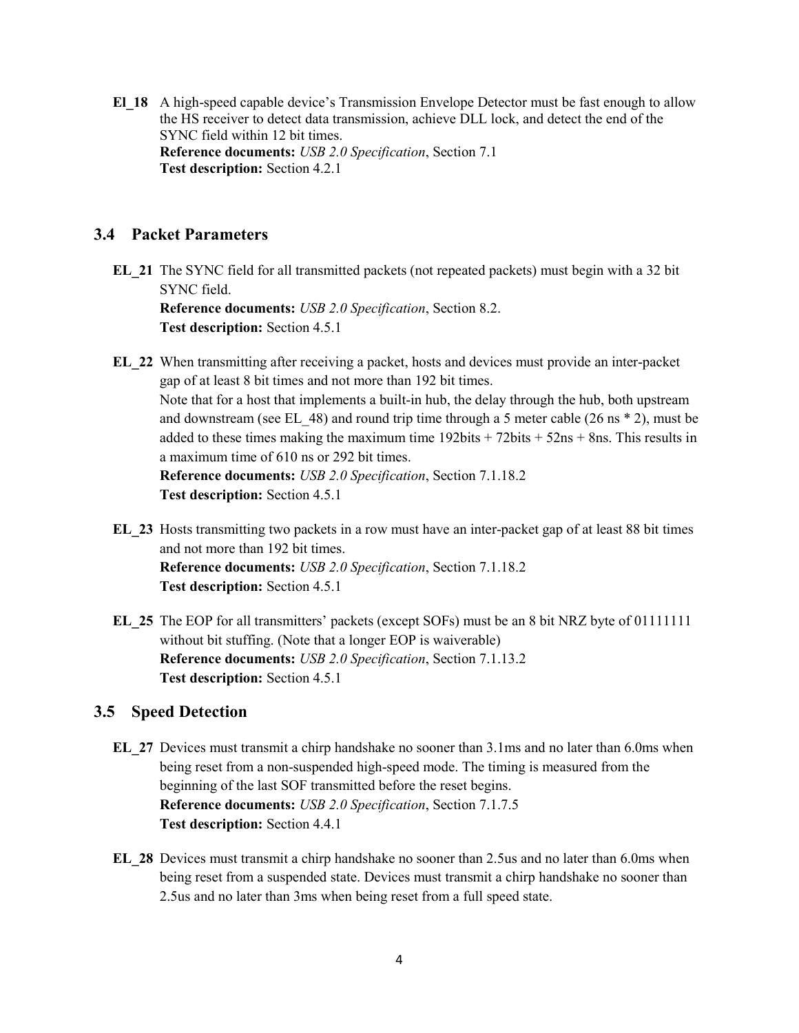**El_18** A high-speed capable device's Transmission Envelope Detector must be fast enough to allow the HS receiver to detect data transmission, achieve DLL lock, and detect the end of the SYNC field within 12 bit times.
**Reference documents:** *USB 2.0 Specification*, Section 7.1
**Test description:** Section 4.2.1

## 3.4 Packet Parameters

**EL_21** The SYNC field for all transmitted packets (not repeated packets) must begin with a 32 bit SYNC field.
**Reference documents:** *USB 2.0 Specification*, Section 8.2.
**Test description:** Section 4.5.1

**EL_22** When transmitting after receiving a packet, hosts and devices must provide an inter-packet gap of at least 8 bit times and not more than 192 bit times.
Note that for a host that implements a built-in hub, the delay through the hub, both upstream and downstream (see EL_48) and round trip time through a 5 meter cable (26 ns * 2), must be added to these times making the maximum time 192bits + 72bits + 52ns + 8ns. This results in a maximum time of 610 ns or 292 bit times.
**Reference documents:** *USB 2.0 Specification*, Section 7.1.18.2
**Test description:** Section 4.5.1

**EL_23** Hosts transmitting two packets in a row must have an inter-packet gap of at least 88 bit times and not more than 192 bit times.
**Reference documents:** *USB 2.0 Specification*, Section 7.1.18.2
**Test description:** Section 4.5.1

**EL_25** The EOP for all transmitters' packets (except SOFs) must be an 8 bit NRZ byte of 01111111 without bit stuffing. (Note that a longer EOP is waiverable)
**Reference documents:** *USB 2.0 Specification*, Section 7.1.13.2
**Test description:** Section 4.5.1

## 3.5 Speed Detection

**EL_27** Devices must transmit a chirp handshake no sooner than 3.1ms and no later than 6.0ms when being reset from a non-suspended high-speed mode. The timing is measured from the beginning of the last SOF transmitted before the reset begins.
**Reference documents:** *USB 2.0 Specification*, Section 7.1.7.5
**Test description:** Section 4.4.1

**EL_28** Devices must transmit a chirp handshake no sooner than 2.5us and no later than 6.0ms when being reset from a suspended state. Devices must transmit a chirp handshake no sooner than 2.5us and no later than 3ms when being reset from a full speed state.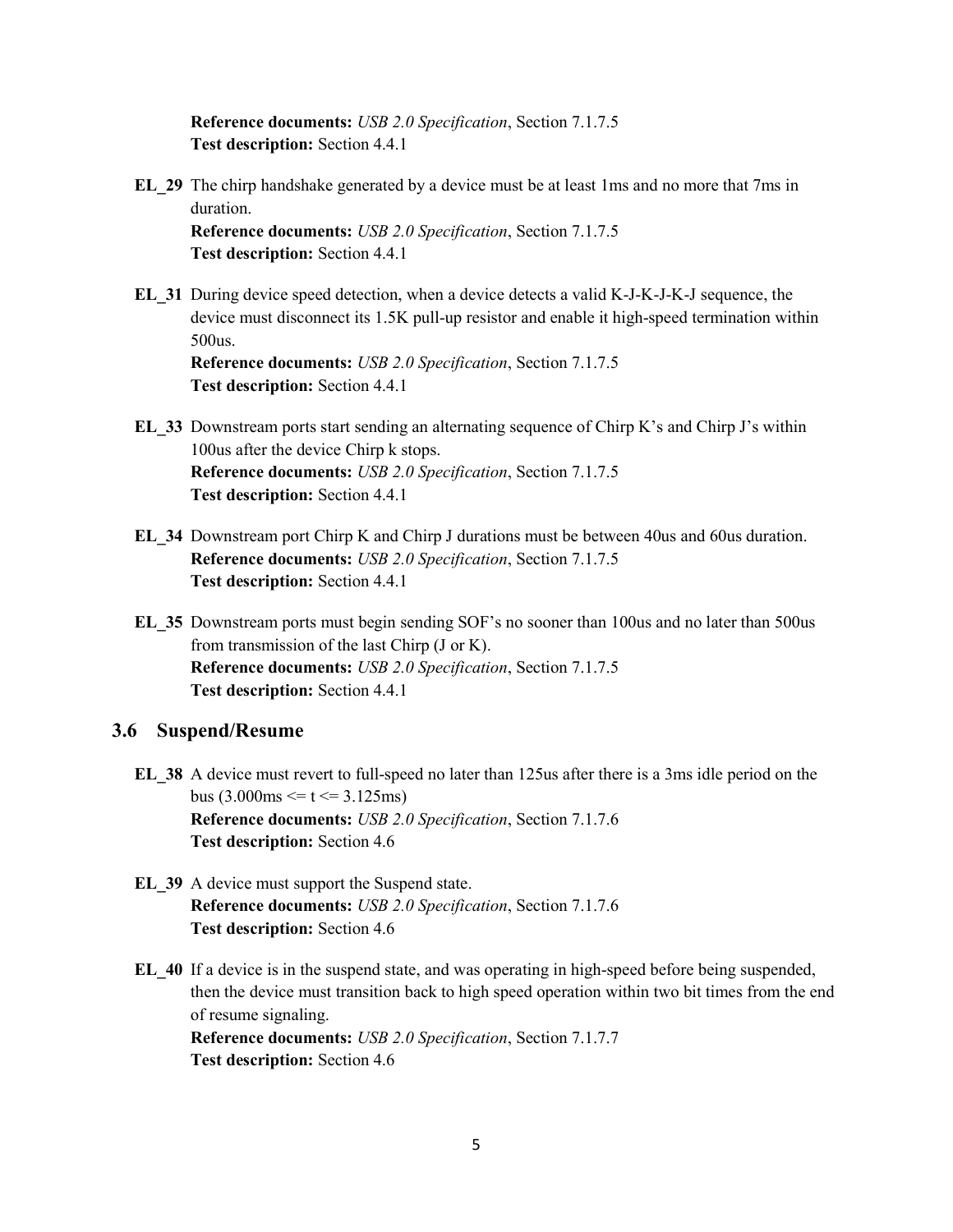**Reference documents:** *USB 2.0 Specification*, Section 7.1.7.5
**Test description:** Section 4.4.1

**EL_29** The chirp handshake generated by a device must be at least 1ms and no more that 7ms in duration.
**Reference documents:** *USB 2.0 Specification*, Section 7.1.7.5
**Test description:** Section 4.4.1

**EL_31** During device speed detection, when a device detects a valid K-J-K-J-K-J sequence, the device must disconnect its 1.5K pull-up resistor and enable it high-speed termination within 500us.
**Reference documents:** *USB 2.0 Specification*, Section 7.1.7.5
**Test description:** Section 4.4.1

**EL_33** Downstream ports start sending an alternating sequence of Chirp K's and Chirp J's within 100us after the device Chirp k stops.
**Reference documents:** *USB 2.0 Specification*, Section 7.1.7.5
**Test description:** Section 4.4.1

**EL_34** Downstream port Chirp K and Chirp J durations must be between 40us and 60us duration.
**Reference documents:** *USB 2.0 Specification*, Section 7.1.7.5
**Test description:** Section 4.4.1

**EL_35** Downstream ports must begin sending SOF's no sooner than 100us and no later than 500us from transmission of the last Chirp (J or K).
**Reference documents:** *USB 2.0 Specification*, Section 7.1.7.5
**Test description:** Section 4.4.1

## 3.6 Suspend/Resume

**EL_38** A device must revert to full-speed no later than 125us after there is a 3ms idle period on the bus ($3.000\text{ms} \le t \le 3.125\text{ms}$)
**Reference documents:** *USB 2.0 Specification*, Section 7.1.7.6
**Test description:** Section 4.6

**EL_39** A device must support the Suspend state.
**Reference documents:** *USB 2.0 Specification*, Section 7.1.7.6
**Test description:** Section 4.6

**EL_40** If a device is in the suspend state, and was operating in high-speed before being suspended, then the device must transition back to high speed operation within two bit times from the end of resume signaling.
**Reference documents:** *USB 2.0 Specification*, Section 7.1.7.7
**Test description:** Section 4.6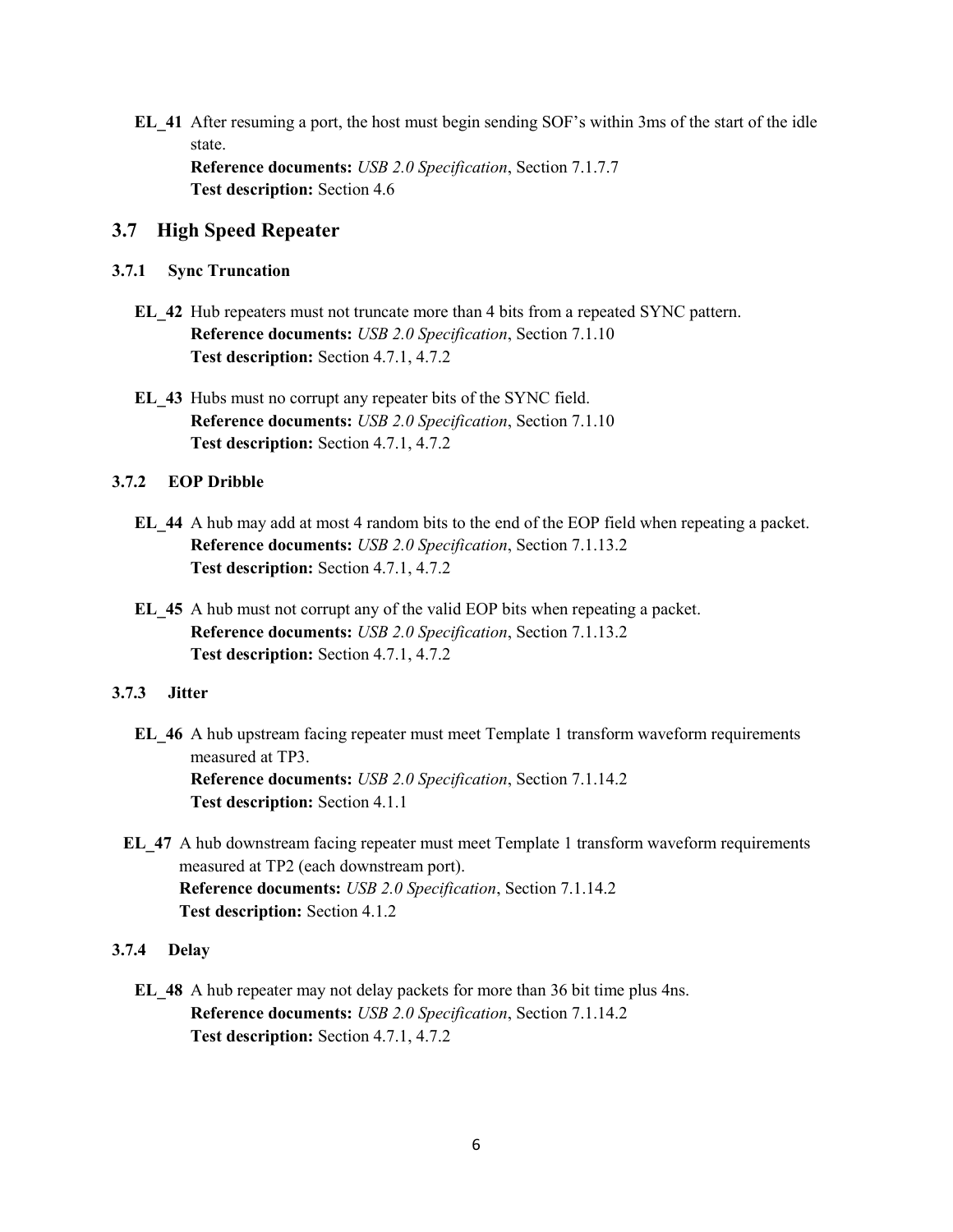**EL_41** After resuming a port, the host must begin sending SOF's within 3ms of the start of the idle state.
**Reference documents:** *USB 2.0 Specification*, Section 7.1.7.7
**Test description:** Section 4.6

## 3.7 High Speed Repeater

### 3.7.1 Sync Truncation

**EL_42** Hub repeaters must not truncate more than 4 bits from a repeated SYNC pattern.
**Reference documents:** *USB 2.0 Specification*, Section 7.1.10
**Test description:** Section 4.7.1, 4.7.2

**EL_43** Hubs must no corrupt any repeater bits of the SYNC field.
**Reference documents:** *USB 2.0 Specification*, Section 7.1.10
**Test description:** Section 4.7.1, 4.7.2

### 3.7.2 EOP Dribble

**EL_44** A hub may add at most 4 random bits to the end of the EOP field when repeating a packet.
**Reference documents:** *USB 2.0 Specification*, Section 7.1.13.2
**Test description:** Section 4.7.1, 4.7.2

**EL_45** A hub must not corrupt any of the valid EOP bits when repeating a packet.
**Reference documents:** *USB 2.0 Specification*, Section 7.1.13.2
**Test description:** Section 4.7.1, 4.7.2

### 3.7.3 Jitter

**EL_46** A hub upstream facing repeater must meet Template 1 transform waveform requirements measured at TP3.
**Reference documents:** *USB 2.0 Specification*, Section 7.1.14.2
**Test description:** Section 4.1.1

**EL_47** A hub downstream facing repeater must meet Template 1 transform waveform requirements measured at TP2 (each downstream port).
**Reference documents:** *USB 2.0 Specification*, Section 7.1.14.2
**Test description:** Section 4.1.2

### 3.7.4 Delay

**EL_48** A hub repeater may not delay packets for more than 36 bit time plus 4ns.
**Reference documents:** *USB 2.0 Specification*, Section 7.1.14.2
**Test description:** Section 4.7.1, 4.7.2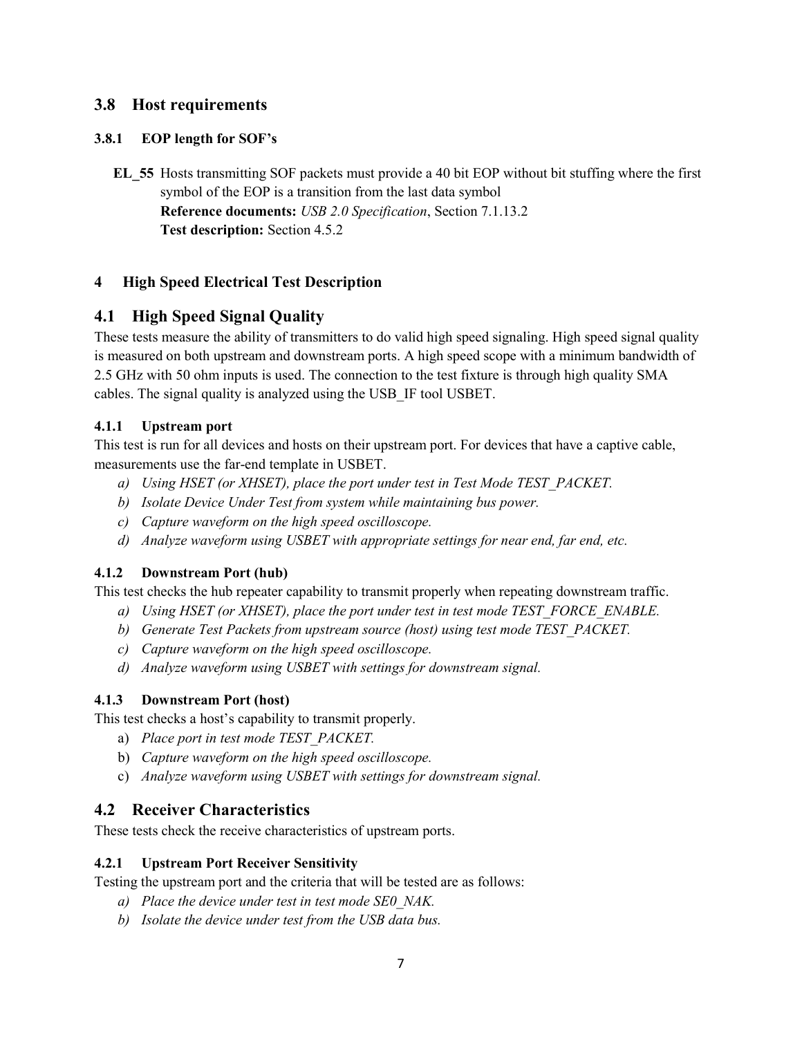## 3.8 Host requirements

### 3.8.1 EOP length for SOF's

**EL_55** Hosts transmitting SOF packets must provide a 40 bit EOP without bit stuffing where the first symbol of the EOP is a transition from the last data symbol
**Reference documents:** *USB 2.0 Specification*, Section 7.1.13.2
**Test description:** Section 4.5.2

# 4 High Speed Electrical Test Description

## 4.1 High Speed Signal Quality

These tests measure the ability of transmitters to do valid high speed signaling. High speed signal quality is measured on both upstream and downstream ports. A high speed scope with a minimum bandwidth of 2.5 GHz with 50 ohm inputs is used. The connection to the test fixture is through high quality SMA cables. The signal quality is analyzed using the USB_IF tool USBET.

### 4.1.1 Upstream port

This test is run for all devices and hosts on their upstream port. For devices that have a captive cable, measurements use the far-end template in USBET.

a) *Using HSET (or XHSET), place the port under test in Test Mode TEST_PACKET.*
b) *Isolate Device Under Test from system while maintaining bus power.*
c) *Capture waveform on the high speed oscilloscope.*
d) *Analyze waveform using USBET with appropriate settings for near end, far end, etc.*

### 4.1.2 Downstream Port (hub)

This test checks the hub repeater capability to transmit properly when repeating downstream traffic.

a) *Using HSET (or XHSET), place the port under test in test mode TEST_FORCE_ENABLE.*
b) *Generate Test Packets from upstream source (host) using test mode TEST_PACKET.*
c) *Capture waveform on the high speed oscilloscope.*
d) *Analyze waveform using USBET with settings for downstream signal.*

### 4.1.3 Downstream Port (host)

This test checks a host's capability to transmit properly.

a) *Place port in test mode TEST_PACKET.*
b) *Capture waveform on the high speed oscilloscope.*
c) *Analyze waveform using USBET with settings for downstream signal.*

## 4.2 Receiver Characteristics

These tests check the receive characteristics of upstream ports.

### 4.2.1 Upstream Port Receiver Sensitivity

Testing the upstream port and the criteria that will be tested are as follows:

a) *Place the device under test in test mode SE0_NAK.*
b) *Isolate the device under test from the USB data bus.*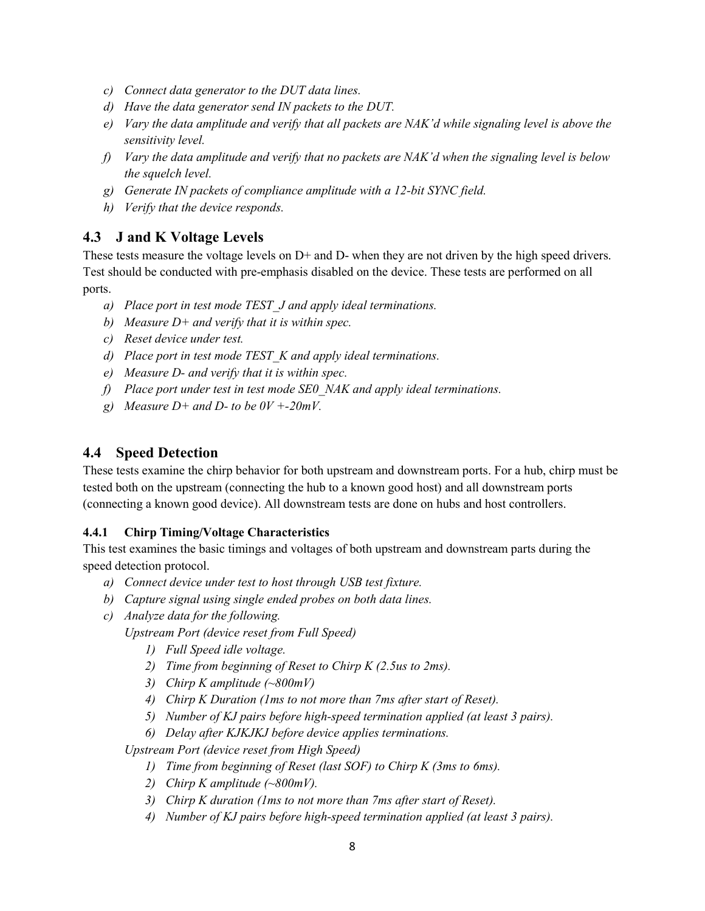*c) Connect data generator to the DUT data lines.*

*d) Have the data generator send IN packets to the DUT.*

*e) Vary the data amplitude and verify that all packets are NAK'd while signaling level is above the sensitivity level.*

*f) Vary the data amplitude and verify that no packets are NAK'd when the signaling level is below the squelch level.*

*g) Generate IN packets of compliance amplitude with a 12-bit SYNC field.*

*h) Verify that the device responds.*

## 4.3 J and K Voltage Levels

These tests measure the voltage levels on D+ and D- when they are not driven by the high speed drivers. Test should be conducted with pre-emphasis disabled on the device. These tests are performed on all ports.

*a) Place port in test mode TEST_J and apply ideal terminations.*

*b) Measure D+ and verify that it is within spec.*

*c) Reset device under test.*

*d) Place port in test mode TEST_K and apply ideal terminations.*

*e) Measure D- and verify that it is within spec.*

*f) Place port under test in test mode SE0_NAK and apply ideal terminations.*

*g) Measure D+ and D- to be 0V +-20mV.*

## 4.4 Speed Detection

These tests examine the chirp behavior for both upstream and downstream ports. For a hub, chirp must be tested both on the upstream (connecting the hub to a known good host) and all downstream ports (connecting a known good device). All downstream tests are done on hubs and host controllers.

### 4.4.1 Chirp Timing/Voltage Characteristics

This test examines the basic timings and voltages of both upstream and downstream parts during the speed detection protocol.

*a) Connect device under test to host through USB test fixture.*

*b) Capture signal using single ended probes on both data lines.*

*c) Analyze data for the following.*

*Upstream Port (device reset from Full Speed)*

*1) Full Speed idle voltage.*

*2) Time from beginning of Reset to Chirp K (2.5us to 2ms).*

*3) Chirp K amplitude (~800mV)*

*4) Chirp K Duration (1ms to not more than 7ms after start of Reset).*

*5) Number of KJ pairs before high-speed termination applied (at least 3 pairs).*

*6) Delay after KJKJKJ before device applies terminations.*

*Upstream Port (device reset from High Speed)*

*1) Time from beginning of Reset (last SOF) to Chirp K (3ms to 6ms).*

*2) Chirp K amplitude (~800mV).*

*3) Chirp K duration (1ms to not more than 7ms after start of Reset).*

*4) Number of KJ pairs before high-speed termination applied (at least 3 pairs).*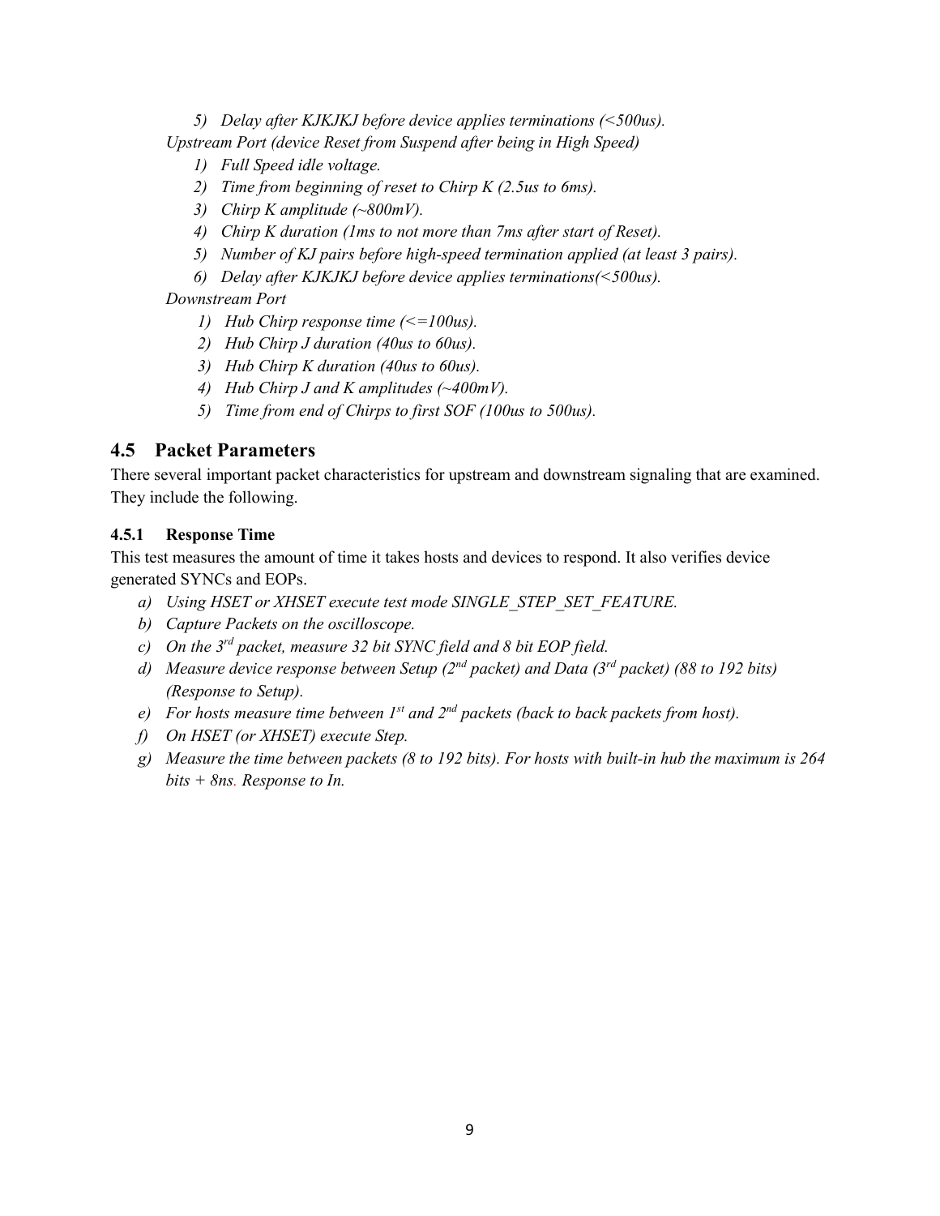5) *Delay after KJKJKJ before device applies terminations (<500us).*

*Upstream Port (device Reset from Suspend after being in High Speed)*

1) *Full Speed idle voltage.*
2) *Time from beginning of reset to Chirp K (2.5us to 6ms).*
3) *Chirp K amplitude (~800mV).*
4) *Chirp K duration (1ms to not more than 7ms after start of Reset).*
5) *Number of KJ pairs before high-speed termination applied (at least 3 pairs).*
6) *Delay after KJKJKJ before device applies terminations(<500us).*

*Downstream Port*

1) *Hub Chirp response time (<=100us).*
2) *Hub Chirp J duration (40us to 60us).*
3) *Hub Chirp K duration (40us to 60us).*
4) *Hub Chirp J and K amplitudes (~400mV).*
5) *Time from end of Chirps to first SOF (100us to 500us).*

## 4.5 Packet Parameters

There several important packet characteristics for upstream and downstream signaling that are examined. They include the following.

### 4.5.1 Response Time

This test measures the amount of time it takes hosts and devices to respond. It also verifies device generated SYNCs and EOPs.

a) *Using HSET or XHSET execute test mode SINGLE_STEP_SET_FEATURE.*
b) *Capture Packets on the oscilloscope.*
c) *On the 3rd packet, measure 32 bit SYNC field and 8 bit EOP field.*
d) *Measure device response between Setup (2nd packet) and Data (3rd packet) (88 to 192 bits) (Response to Setup).*
e) *For hosts measure time between 1st and 2nd packets (back to back packets from host).*
f) *On HSET (or XHSET) execute Step.*
g) *Measure the time between packets (8 to 192 bits). For hosts with built-in hub the maximum is 264 bits + 8ns. Response to In.*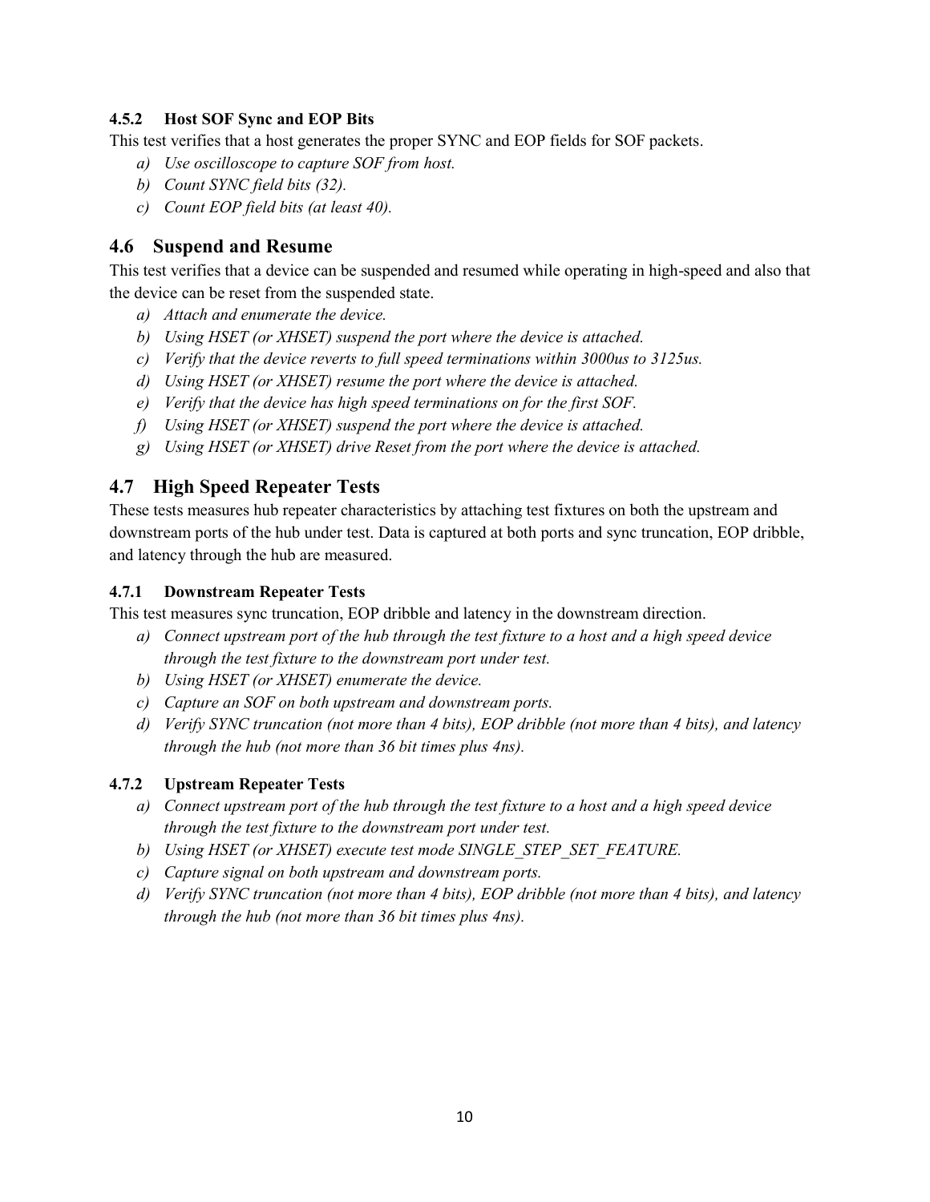#### 4.5.2 Host SOF Sync and EOP Bits

This test verifies that a host generates the proper SYNC and EOP fields for SOF packets.

a) *Use oscilloscope to capture SOF from host.*
b) *Count SYNC field bits (32).*
c) *Count EOP field bits (at least 40).*

## 4.6 Suspend and Resume

This test verifies that a device can be suspended and resumed while operating in high-speed and also that the device can be reset from the suspended state.

a) *Attach and enumerate the device.*
b) *Using HSET (or XHSET) suspend the port where the device is attached.*
c) *Verify that the device reverts to full speed terminations within 3000us to 3125us.*
d) *Using HSET (or XHSET) resume the port where the device is attached.*
e) *Verify that the device has high speed terminations on for the first SOF.*
f) *Using HSET (or XHSET) suspend the port where the device is attached.*
g) *Using HSET (or XHSET) drive Reset from the port where the device is attached.*

## 4.7 High Speed Repeater Tests

These tests measures hub repeater characteristics by attaching test fixtures on both the upstream and downstream ports of the hub under test. Data is captured at both ports and sync truncation, EOP dribble, and latency through the hub are measured.

#### 4.7.1 Downstream Repeater Tests

This test measures sync truncation, EOP dribble and latency in the downstream direction.

a) *Connect upstream port of the hub through the test fixture to a host and a high speed device through the test fixture to the downstream port under test.*
b) *Using HSET (or XHSET) enumerate the device.*
c) *Capture an SOF on both upstream and downstream ports.*
d) *Verify SYNC truncation (not more than 4 bits), EOP dribble (not more than 4 bits), and latency through the hub (not more than 36 bit times plus 4ns).*

#### 4.7.2 Upstream Repeater Tests

a) *Connect upstream port of the hub through the test fixture to a host and a high speed device through the test fixture to the downstream port under test.*
b) *Using HSET (or XHSET) execute test mode SINGLE_STEP_SET_FEATURE.*
c) *Capture signal on both upstream and downstream ports.*
d) *Verify SYNC truncation (not more than 4 bits), EOP dribble (not more than 4 bits), and latency through the hub (not more than 36 bit times plus 4ns).*